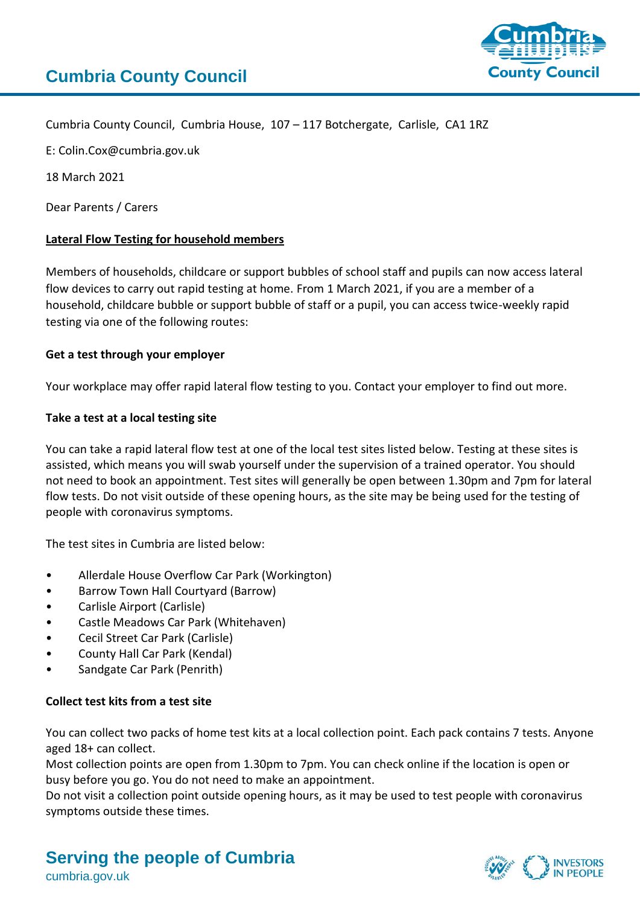# Cumbria County Council

Cumbria County Council, Cumbria House, 107 – 117 Botchergate, Carlisle, CA1 1RZ

E: Colin.Cox@cumbria.gov.uk

18 March 2021

Dear Parents / Carers

**Lateral Flow Testing for household members**

Members of households, childcare or support bubbles of school staff and pupils can now access lateral flow devices to carry out rapid testing at home. From 1 March 2021, if you are a member of a household, childcare bubble or support bubble of staff or a pupil, you can access twice-weekly rapid testing via one of the following routes:

**Get a test through your employer**

Your workplace may offer rapid lateral flow testing to you. Contact your employer to find out more.

**Take a test at a local testing site**

You can take a rapid lateral flow test at one of the local test sites listed below. Testing at these sites is assisted, which means you will swab yourself under the supervision of a trained operator. You should not need to book an appointment. Test sites will generally be open between 1.30pm and 7pm for lateral flow tests. Do not visit outside of these opening hours, as the site may be being used for the testing of people with coronavirus symptoms.

The test sites in Cumbria are listed below:

- Allerdale House Overflow Car Park (Workington)
- Barrow Town Hall Courtyard (Barrow)
- Carlisle Airport (Carlisle)
- Castle Meadows Car Park (Whitehaven)
- Cecil Street Car Park (Carlisle)
- County Hall Car Park (Kendal)
- Sandgate Car Park (Penrith)

**Collect test kits from a test site**

You can collect two packs of home test kits at a local collection point. Each pack contains 7 tests. Anyone aged 18+ can collect.

Most collection points are open from 1.30pm to 7pm. You can check online if the location is open or busy before you go. You do not need to make an appointment.

Do not visit a collection point outside opening hours, as it may be used to test people with coronavirus symptoms outside these times.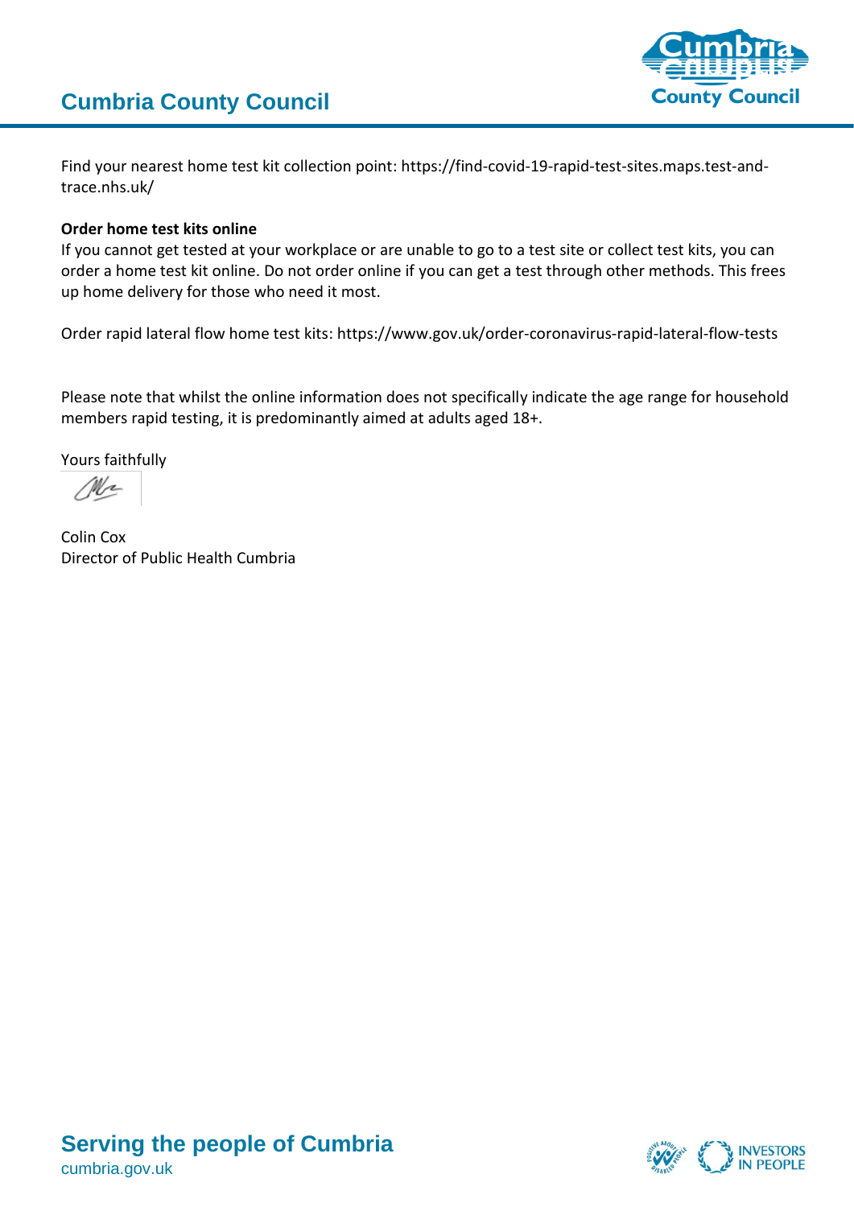Find your nearest home test kit collection point: https://find-covid-19-rapid-test-sites.maps.test-and-trace.nhs.uk/

**Order home test kits online**

If you cannot get tested at your workplace or are unable to go to a test site or collect test kits, you can order a home test kit online. Do not order online if you can get a test through other methods. This frees up home delivery for those who need it most.

Order rapid lateral flow home test kits: https://www.gov.uk/order-coronavirus-rapid-lateral-flow-tests

Please note that whilst the online information does not specifically indicate the age range for household members rapid testing, it is predominantly aimed at adults aged 18+.

Yours faithfully

Colin Cox
Director of Public Health Cumbria